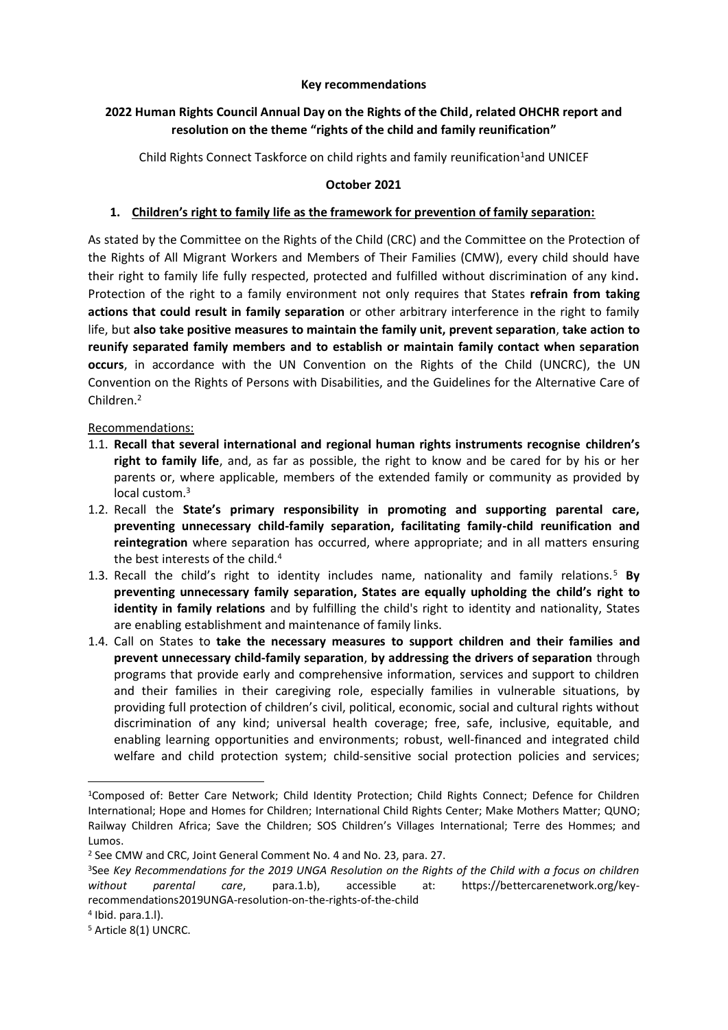**Key recommendations**

## 2022 Human Rights Council Annual Day on the Rights of the Child, related OHCHR report and resolution on the theme "rights of the child and family reunification"

Child Rights Connect Taskforce on child rights and family reunification[1] and UNICEF

**October 2021**

### 1. Children's right to family life as the framework for prevention of family separation:

As stated by the Committee on the Rights of the Child (CRC) and the Committee on the Protection of the Rights of All Migrant Workers and Members of Their Families (CMW), every child should have their right to family life fully respected, protected and fulfilled without discrimination of any kind. Protection of the right to a family environment not only requires that States **refrain from taking actions that could result in family separation** or other arbitrary interference in the right to family life, but **also take positive measures to maintain the family unit, prevent separation**, **take action to reunify separated family members and to establish or maintain family contact when separation occurs**, in accordance with the UN Convention on the Rights of the Child (UNCRC), the UN Convention on the Rights of Persons with Disabilities, and the Guidelines for the Alternative Care of Children.[2]

Recommendations:

1.1. **Recall that several international and regional human rights instruments recognise children's right to family life**, and, as far as possible, the right to know and be cared for by his or her parents or, where applicable, members of the extended family or community as provided by local custom.[3]

1.2. Recall the **State's primary responsibility in promoting and supporting parental care, preventing unnecessary child-family separation, facilitating family-child reunification and reintegration** where separation has occurred, where appropriate; and in all matters ensuring the best interests of the child.[4]

1.3. Recall the child's right to identity includes name, nationality and family relations.[5] **By preventing unnecessary family separation, States are equally upholding the child's right to identity in family relations** and by fulfilling the child's right to identity and nationality, States are enabling establishment and maintenance of family links.

1.4. Call on States to **take the necessary measures to support children and their families and prevent unnecessary child-family separation**, **by addressing the drivers of separation** through programs that provide early and comprehensive information, services and support to children and their families in their caregiving role, especially families in vulnerable situations, by providing full protection of children's civil, political, economic, social and cultural rights without discrimination of any kind; universal health coverage; free, safe, inclusive, equitable, and enabling learning opportunities and environments; robust, well-financed and integrated child welfare and child protection system; child-sensitive social protection policies and services;

---

[1] Composed of: Better Care Network; Child Identity Protection; Child Rights Connect; Defence for Children International; Hope and Homes for Children; International Child Rights Center; Make Mothers Matter; QUNO; Railway Children Africa; Save the Children; SOS Children's Villages International; Terre des Hommes; and Lumos.

[2] See CMW and CRC, Joint General Comment No. 4 and No. 23, para. 27.

[3] See *Key Recommendations for the 2019 UNGA Resolution on the Rights of the Child with a focus on children without parental care*, para.1.b), accessible at: https://bettercarenetwork.org/key-recommendations2019UNGA-resolution-on-the-rights-of-the-child

[4] Ibid. para.1.l).

[5] Article 8(1) UNCRC.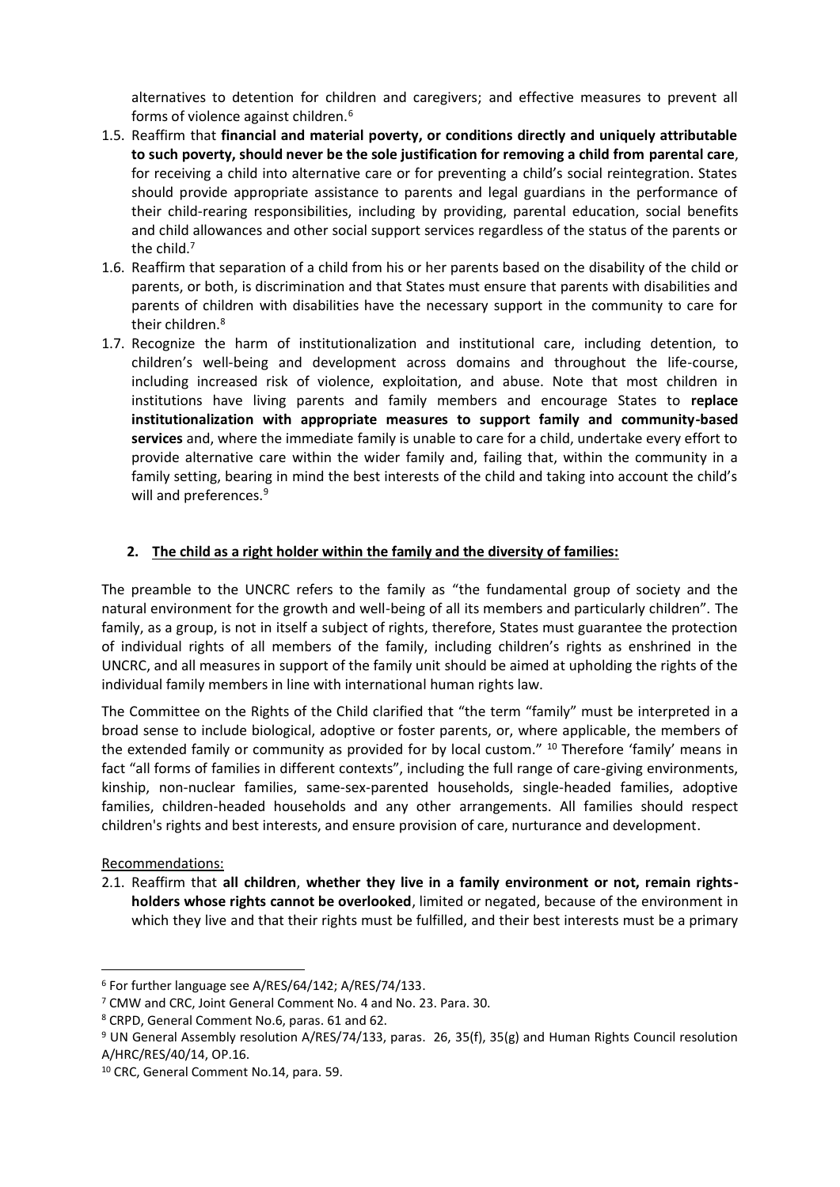alternatives to detention for children and caregivers; and effective measures to prevent all forms of violence against children.[6]

1.5. Reaffirm that **financial and material poverty, or conditions directly and uniquely attributable to such poverty, should never be the sole justification for removing a child from parental care**, for receiving a child into alternative care or for preventing a child's social reintegration. States should provide appropriate assistance to parents and legal guardians in the performance of their child-rearing responsibilities, including by providing, parental education, social benefits and child allowances and other social support services regardless of the status of the parents or the child.[7]
1.6. Reaffirm that separation of a child from his or her parents based on the disability of the child or parents, or both, is discrimination and that States must ensure that parents with disabilities and parents of children with disabilities have the necessary support in the community to care for their children.[8]
1.7. Recognize the harm of institutionalization and institutional care, including detention, to children's well-being and development across domains and throughout the life-course, including increased risk of violence, exploitation, and abuse. Note that most children in institutions have living parents and family members and encourage States to **replace institutionalization with appropriate measures to support family and community-based services** and, where the immediate family is unable to care for a child, undertake every effort to provide alternative care within the wider family and, failing that, within the community in a family setting, bearing in mind the best interests of the child and taking into account the child's will and preferences.[9]

## 2. The child as a right holder within the family and the diversity of families:

The preamble to the UNCRC refers to the family as "the fundamental group of society and the natural environment for the growth and well-being of all its members and particularly children". The family, as a group, is not in itself a subject of rights, therefore, States must guarantee the protection of individual rights of all members of the family, including children's rights as enshrined in the UNCRC, and all measures in support of the family unit should be aimed at upholding the rights of the individual family members in line with international human rights law.

The Committee on the Rights of the Child clarified that "the term "family" must be interpreted in a broad sense to include biological, adoptive or foster parents, or, where applicable, the members of the extended family or community as provided for by local custom." [10] Therefore 'family' means in fact "all forms of families in different contexts", including the full range of care-giving environments, kinship, non-nuclear families, same-sex-parented households, single-headed families, adoptive families, children-headed households and any other arrangements. All families should respect children's rights and best interests, and ensure provision of care, nurturance and development.

Recommendations:

2.1. Reaffirm that **all children**, **whether they live in a family environment or not, remain rights-holders whose rights cannot be overlooked**, limited or negated, because of the environment in which they live and that their rights must be fulfilled, and their best interests must be a primary

---

[6] For further language see A/RES/64/142; A/RES/74/133.

[7] CMW and CRC, Joint General Comment No. 4 and No. 23. Para. 30.

[8] CRPD, General Comment No.6, paras. 61 and 62.

[9] UN General Assembly resolution A/RES/74/133, paras. 26, 35(f), 35(g) and Human Rights Council resolution A/HRC/RES/40/14, OP.16.

[10] CRC, General Comment No.14, para. 59.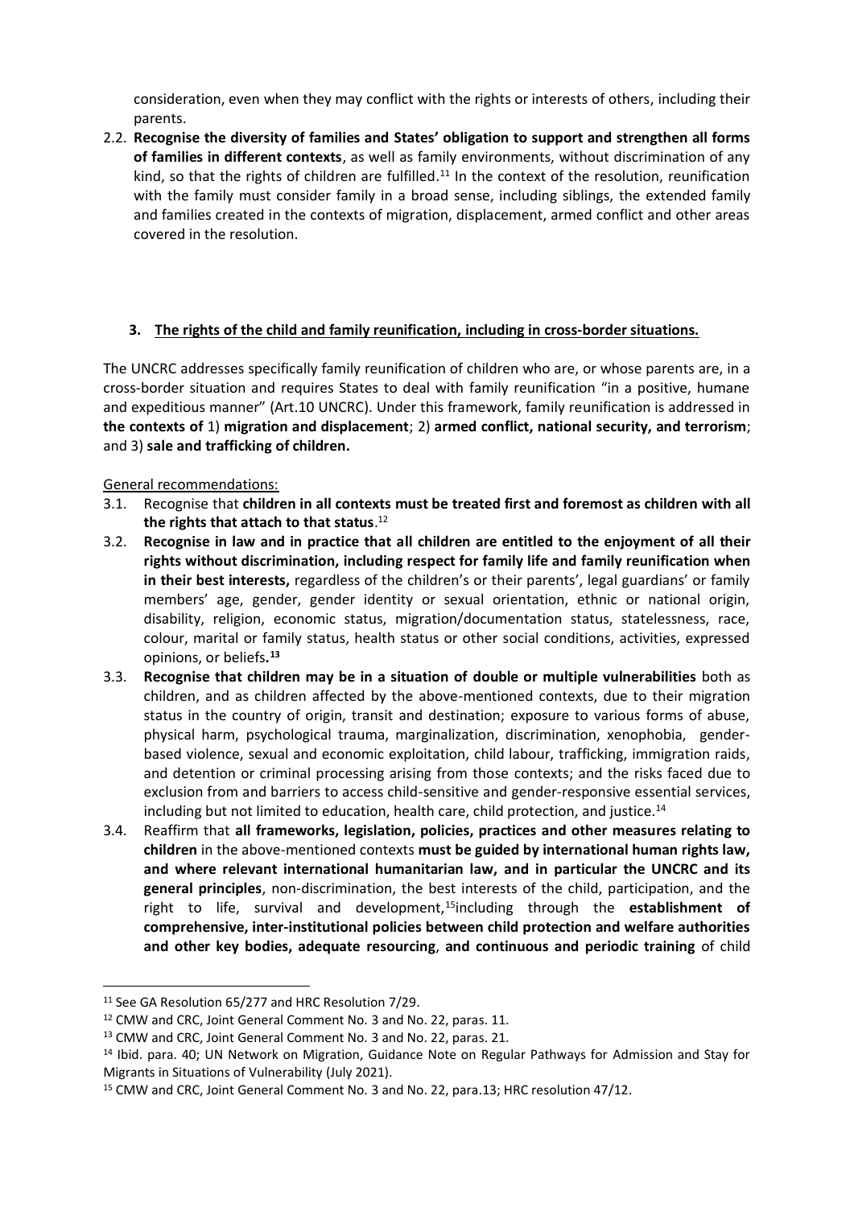consideration, even when they may conflict with the rights or interests of others, including their parents.

2.2. **Recognise the diversity of families and States' obligation to support and strengthen all forms of families in different contexts**, as well as family environments, without discrimination of any kind, so that the rights of children are fulfilled.[11] In the context of the resolution, reunification with the family must consider family in a broad sense, including siblings, the extended family and families created in the contexts of migration, displacement, armed conflict and other areas covered in the resolution.

### 3. The rights of the child and family reunification, including in cross-border situations.

The UNCRC addresses specifically family reunification of children who are, or whose parents are, in a cross-border situation and requires States to deal with family reunification "in a positive, humane and expeditious manner" (Art.10 UNCRC). Under this framework, family reunification is addressed in **the contexts of** 1) **migration and displacement**; 2) **armed conflict, national security, and terrorism**; and 3) **sale and trafficking of children.**

General recommendations:

3.1. Recognise that **children in all contexts must be treated first and foremost as children with all the rights that attach to that status**.[12]

3.2. **Recognise in law and in practice that all children are entitled to the enjoyment of all their rights without discrimination, including respect for family life and family reunification when in their best interests,** regardless of the children's or their parents', legal guardians' or family members' age, gender, gender identity or sexual orientation, ethnic or national origin, disability, religion, economic status, migration/documentation status, statelessness, race, colour, marital or family status, health status or other social conditions, activities, expressed opinions, or beliefs**.**[13]

3.3. **Recognise that children may be in a situation of double or multiple vulnerabilities** both as children, and as children affected by the above-mentioned contexts, due to their migration status in the country of origin, transit and destination; exposure to various forms of abuse, physical harm, psychological trauma, marginalization, discrimination, xenophobia, gender-based violence, sexual and economic exploitation, child labour, trafficking, immigration raids, and detention or criminal processing arising from those contexts; and the risks faced due to exclusion from and barriers to access child-sensitive and gender-responsive essential services, including but not limited to education, health care, child protection, and justice.[14]

3.4. Reaffirm that **all frameworks, legislation, policies, practices and other measures relating to children** in the above-mentioned contexts **must be guided by international human rights law, and where relevant international humanitarian law, and in particular the UNCRC and its general principles**, non-discrimination, the best interests of the child, participation, and the right to life, survival and development,[15]including through the **establishment of comprehensive, inter-institutional policies between child protection and welfare authorities and other key bodies, adequate resourcing**, **and continuous and periodic training** of child

---

[11] See GA Resolution 65/277 and HRC Resolution 7/29.

[12] CMW and CRC, Joint General Comment No. 3 and No. 22, paras. 11.

[13] CMW and CRC, Joint General Comment No. 3 and No. 22, paras. 21.

[14] Ibid. para. 40; UN Network on Migration, Guidance Note on Regular Pathways for Admission and Stay for Migrants in Situations of Vulnerability (July 2021).

[15] CMW and CRC, Joint General Comment No. 3 and No. 22, para.13; HRC resolution 47/12.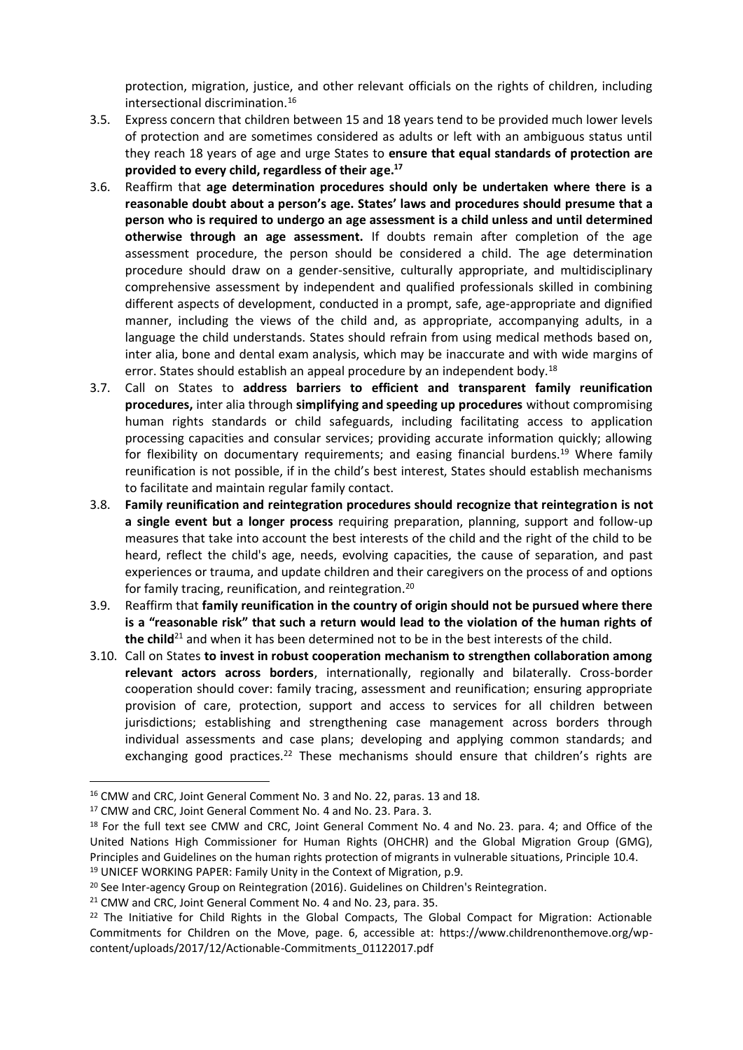protection, migration, justice, and other relevant officials on the rights of children, including intersectional discrimination.[16]

3.5. Express concern that children between 15 and 18 years tend to be provided much lower levels of protection and are sometimes considered as adults or left with an ambiguous status until they reach 18 years of age and urge States to **ensure that equal standards of protection are provided to every child, regardless of their age.[17]**

3.6. Reaffirm that **age determination procedures should only be undertaken where there is a reasonable doubt about a person's age. States' laws and procedures should presume that a person who is required to undergo an age assessment is a child unless and until determined otherwise through an age assessment.** If doubts remain after completion of the age assessment procedure, the person should be considered a child. The age determination procedure should draw on a gender-sensitive, culturally appropriate, and multidisciplinary comprehensive assessment by independent and qualified professionals skilled in combining different aspects of development, conducted in a prompt, safe, age-appropriate and dignified manner, including the views of the child and, as appropriate, accompanying adults, in a language the child understands. States should refrain from using medical methods based on, inter alia, bone and dental exam analysis, which may be inaccurate and with wide margins of error. States should establish an appeal procedure by an independent body.[18]

3.7. Call on States to **address barriers to efficient and transparent family reunification procedures,** inter alia through **simplifying and speeding up procedures** without compromising human rights standards or child safeguards, including facilitating access to application processing capacities and consular services; providing accurate information quickly; allowing for flexibility on documentary requirements; and easing financial burdens.[19] Where family reunification is not possible, if in the child's best interest, States should establish mechanisms to facilitate and maintain regular family contact.

3.8. **Family reunification and reintegration procedures should recognize that reintegration is not a single event but a longer process** requiring preparation, planning, support and follow-up measures that take into account the best interests of the child and the right of the child to be heard, reflect the child's age, needs, evolving capacities, the cause of separation, and past experiences or trauma, and update children and their caregivers on the process of and options for family tracing, reunification, and reintegration.[20]

3.9. Reaffirm that **family reunification in the country of origin should not be pursued where there is a "reasonable risk" that such a return would lead to the violation of the human rights of the child**[21] and when it has been determined not to be in the best interests of the child.

3.10. Call on States **to invest in robust cooperation mechanism to strengthen collaboration among relevant actors across borders**, internationally, regionally and bilaterally. Cross-border cooperation should cover: family tracing, assessment and reunification; ensuring appropriate provision of care, protection, support and access to services for all children between jurisdictions; establishing and strengthening case management across borders through individual assessments and case plans; developing and applying common standards; and exchanging good practices.[22] These mechanisms should ensure that children's rights are

---

[16] CMW and CRC, Joint General Comment No. 3 and No. 22, paras. 13 and 18.

[17] CMW and CRC, Joint General Comment No. 4 and No. 23. Para. 3.

[18] For the full text see CMW and CRC, Joint General Comment No. 4 and No. 23. para. 4; and Office of the United Nations High Commissioner for Human Rights (OHCHR) and the Global Migration Group (GMG), Principles and Guidelines on the human rights protection of migrants in vulnerable situations, Principle 10.4.

[19] UNICEF WORKING PAPER: Family Unity in the Context of Migration, p.9.

[20] See Inter-agency Group on Reintegration (2016). Guidelines on Children's Reintegration.

[21] CMW and CRC, Joint General Comment No. 4 and No. 23, para. 35.

[22] The Initiative for Child Rights in the Global Compacts, The Global Compact for Migration: Actionable Commitments for Children on the Move, page. 6, accessible at: https://www.childrenonthemove.org/wp-content/uploads/2017/12/Actionable-Commitments_01122017.pdf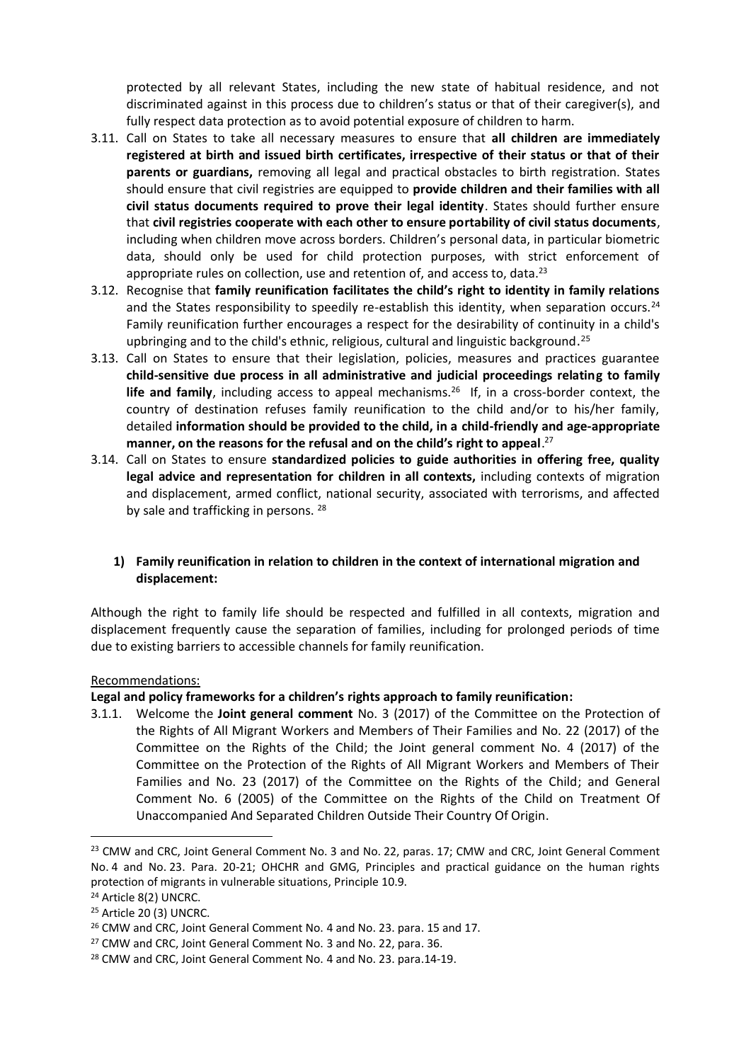protected by all relevant States, including the new state of habitual residence, and not discriminated against in this process due to children's status or that of their caregiver(s), and fully respect data protection as to avoid potential exposure of children to harm.

3.11. Call on States to take all necessary measures to ensure that **all children are immediately registered at birth and issued birth certificates, irrespective of their status or that of their parents or guardians,** removing all legal and practical obstacles to birth registration. States should ensure that civil registries are equipped to **provide children and their families with all civil status documents required to prove their legal identity**. States should further ensure that **civil registries cooperate with each other to ensure portability of civil status documents**, including when children move across borders. Children's personal data, in particular biometric data, should only be used for child protection purposes, with strict enforcement of appropriate rules on collection, use and retention of, and access to, data.[23]

3.12. Recognise that **family reunification facilitates the child's right to identity in family relations** and the States responsibility to speedily re-establish this identity, when separation occurs.[24] Family reunification further encourages a respect for the desirability of continuity in a child's upbringing and to the child's ethnic, religious, cultural and linguistic background.[25]

3.13. Call on States to ensure that their legislation, policies, measures and practices guarantee **child-sensitive due process in all administrative and judicial proceedings relating to family life and family**, including access to appeal mechanisms.[26] If, in a cross-border context, the country of destination refuses family reunification to the child and/or to his/her family, detailed **information should be provided to the child, in a child-friendly and age-appropriate manner, on the reasons for the refusal and on the child's right to appeal**.[27]

3.14. Call on States to ensure **standardized policies to guide authorities in offering free, quality legal advice and representation for children in all contexts,** including contexts of migration and displacement, armed conflict, national security, associated with terrorisms, and affected by sale and trafficking in persons.[28]

**1) Family reunification in relation to children in the context of international migration and displacement:**

Although the right to family life should be respected and fulfilled in all contexts, migration and displacement frequently cause the separation of families, including for prolonged periods of time due to existing barriers to accessible channels for family reunification.

Recommendations:

**Legal and policy frameworks for a children's rights approach to family reunification:**

3.1.1. Welcome the **Joint general comment** No. 3 (2017) of the Committee on the Protection of the Rights of All Migrant Workers and Members of Their Families and No. 22 (2017) of the Committee on the Rights of the Child; the Joint general comment No. 4 (2017) of the Committee on the Protection of the Rights of All Migrant Workers and Members of Their Families and No. 23 (2017) of the Committee on the Rights of the Child; and General Comment No. 6 (2005) of the Committee on the Rights of the Child on Treatment Of Unaccompanied And Separated Children Outside Their Country Of Origin.

---

[23] CMW and CRC, Joint General Comment No. 3 and No. 22, paras. 17; CMW and CRC, Joint General Comment No. 4 and No. 23. Para. 20-21; OHCHR and GMG, Principles and practical guidance on the human rights protection of migrants in vulnerable situations, Principle 10.9.

[24] Article 8(2) UNCRC.

[25] Article 20 (3) UNCRC.

[26] CMW and CRC, Joint General Comment No. 4 and No. 23. para. 15 and 17.

[27] CMW and CRC, Joint General Comment No. 3 and No. 22, para. 36.

[28] CMW and CRC, Joint General Comment No. 4 and No. 23. para.14-19.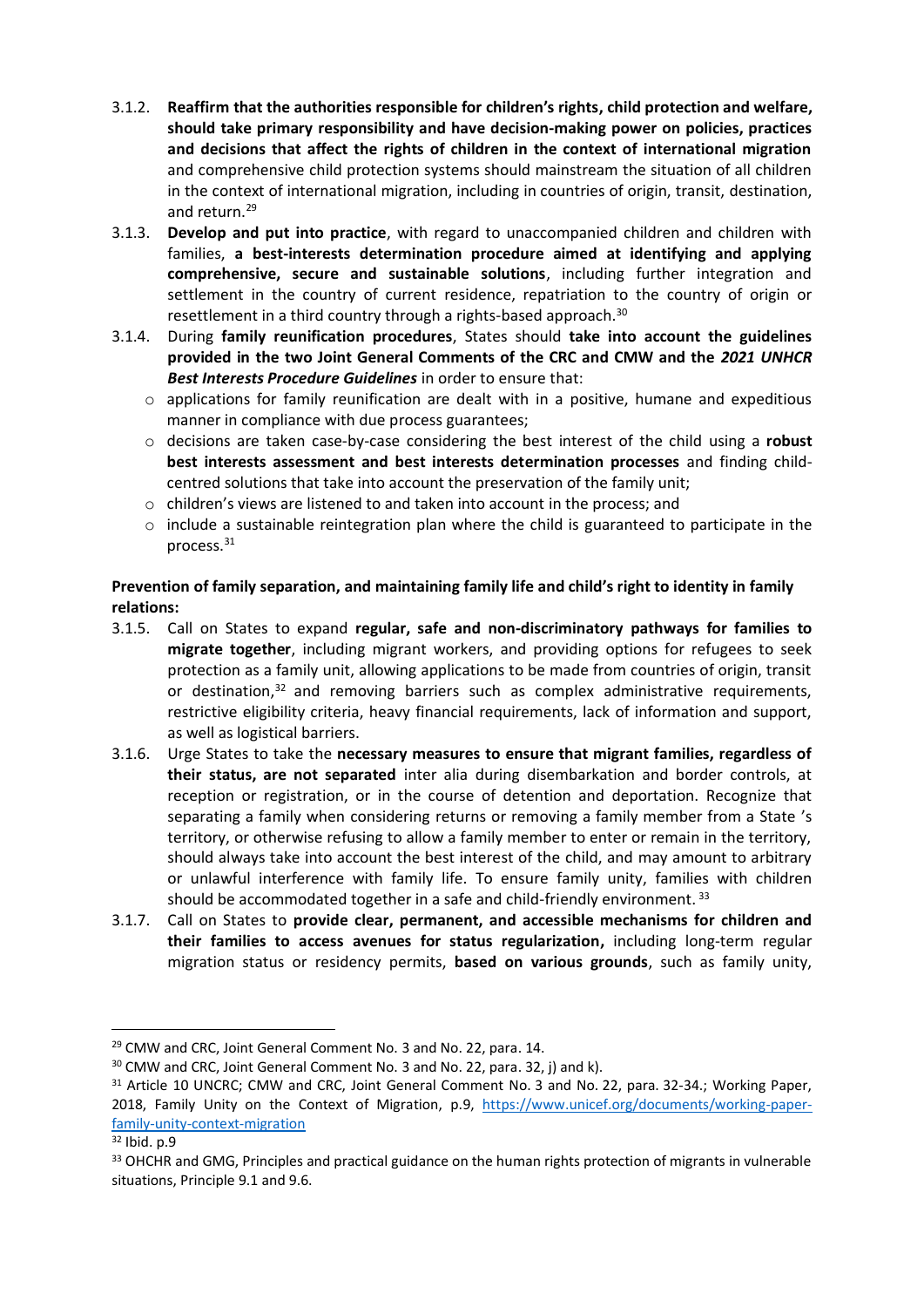3.1.2. **Reaffirm that the authorities responsible for children's rights, child protection and welfare, should take primary responsibility and have decision-making power on policies, practices and decisions that affect the rights of children in the context of international migration** and comprehensive child protection systems should mainstream the situation of all children in the context of international migration, including in countries of origin, transit, destination, and return.[29]

3.1.3. **Develop and put into practice**, with regard to unaccompanied children and children with families, **a best-interests determination procedure aimed at identifying and applying comprehensive, secure and sustainable solutions**, including further integration and settlement in the country of current residence, repatriation to the country of origin or resettlement in a third country through a rights-based approach.[30]

3.1.4. During **family reunification procedures**, States should **take into account the guidelines provided in the two Joint General Comments of the CRC and CMW and the *2021 UNHCR Best Interests Procedure Guidelines*** in order to ensure that:

- applications for family reunification are dealt with in a positive, humane and expeditious manner in compliance with due process guarantees;
- decisions are taken case-by-case considering the best interest of the child using a **robust best interests assessment and best interests determination processes** and finding child-centred solutions that take into account the preservation of the family unit;
- children's views are listened to and taken into account in the process; and
- include a sustainable reintegration plan where the child is guaranteed to participate in the process.[31]

**Prevention of family separation, and maintaining family life and child's right to identity in family relations:**

3.1.5. Call on States to expand **regular, safe and non-discriminatory pathways for families to migrate together**, including migrant workers, and providing options for refugees to seek protection as a family unit, allowing applications to be made from countries of origin, transit or destination,[32] and removing barriers such as complex administrative requirements, restrictive eligibility criteria, heavy financial requirements, lack of information and support, as well as logistical barriers.

3.1.6. Urge States to take the **necessary measures to ensure that migrant families, regardless of their status, are not separated** inter alia during disembarkation and border controls, at reception or registration, or in the course of detention and deportation. Recognize that separating a family when considering returns or removing a family member from a State 's territory, or otherwise refusing to allow a family member to enter or remain in the territory, should always take into account the best interest of the child, and may amount to arbitrary or unlawful interference with family life. To ensure family unity, families with children should be accommodated together in a safe and child-friendly environment. [33]

3.1.7. Call on States to **provide clear, permanent, and accessible mechanisms for children and their families to access avenues for status regularization,** including long-term regular migration status or residency permits, **based on various grounds**, such as family unity,

---

[29] CMW and CRC, Joint General Comment No. 3 and No. 22, para. 14.

[30] CMW and CRC, Joint General Comment No. 3 and No. 22, para. 32, j) and k).

[31] Article 10 UNCRC; CMW and CRC, Joint General Comment No. 3 and No. 22, para. 32-34.; Working Paper, 2018, Family Unity on the Context of Migration, p.9, https://www.unicef.org/documents/working-paper-family-unity-context-migration

[32] Ibid. p.9

[33] OHCHR and GMG, Principles and practical guidance on the human rights protection of migrants in vulnerable situations, Principle 9.1 and 9.6.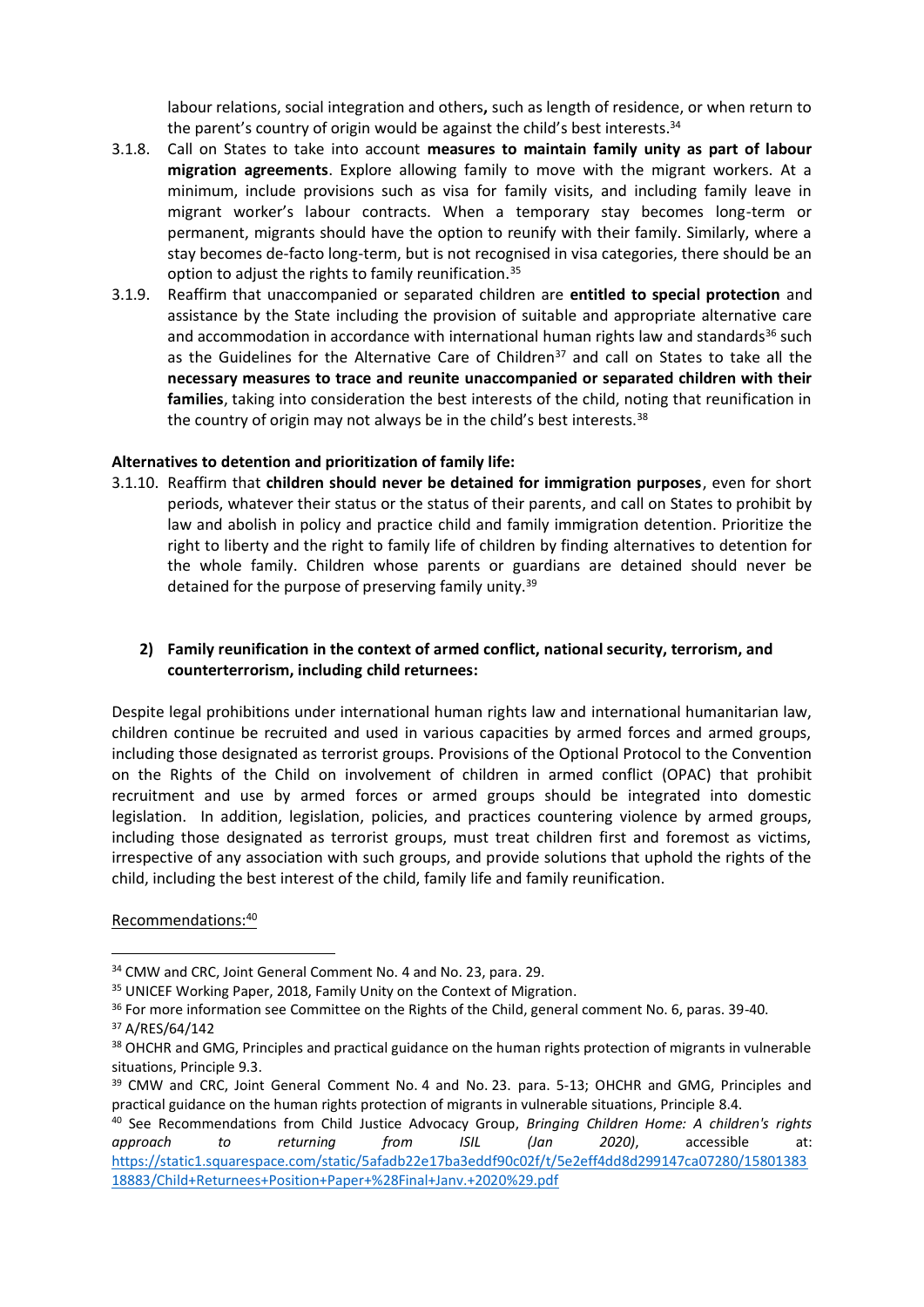labour relations, social integration and others**,** such as length of residence, or when return to the parent's country of origin would be against the child's best interests.[34]

3.1.8. Call on States to take into account **measures to maintain family unity as part of labour migration agreements**. Explore allowing family to move with the migrant workers. At a minimum, include provisions such as visa for family visits, and including family leave in migrant worker's labour contracts. When a temporary stay becomes long-term or permanent, migrants should have the option to reunify with their family. Similarly, where a stay becomes de-facto long-term, but is not recognised in visa categories, there should be an option to adjust the rights to family reunification.[35]

3.1.9. Reaffirm that unaccompanied or separated children are **entitled to special protection** and assistance by the State including the provision of suitable and appropriate alternative care and accommodation in accordance with international human rights law and standards[36] such as the Guidelines for the Alternative Care of Children[37] and call on States to take all the **necessary measures to trace and reunite unaccompanied or separated children with their families**, taking into consideration the best interests of the child, noting that reunification in the country of origin may not always be in the child's best interests.[38]

**Alternatives to detention and prioritization of family life:**

3.1.10. Reaffirm that **children should never be detained for immigration purposes**, even for short periods, whatever their status or the status of their parents, and call on States to prohibit by law and abolish in policy and practice child and family immigration detention. Prioritize the right to liberty and the right to family life of children by finding alternatives to detention for the whole family. Children whose parents or guardians are detained should never be detained for the purpose of preserving family unity.[39]

## 2) Family reunification in the context of armed conflict, national security, terrorism, and counterterrorism, including child returnees:

Despite legal prohibitions under international human rights law and international humanitarian law, children continue be recruited and used in various capacities by armed forces and armed groups, including those designated as terrorist groups. Provisions of the Optional Protocol to the Convention on the Rights of the Child on involvement of children in armed conflict (OPAC) that prohibit recruitment and use by armed forces or armed groups should be integrated into domestic legislation. In addition, legislation, policies, and practices countering violence by armed groups, including those designated as terrorist groups, must treat children first and foremost as victims, irrespective of any association with such groups, and provide solutions that uphold the rights of the child, including the best interest of the child, family life and family reunification.

Recommendations:[40]

---

[34] CMW and CRC, Joint General Comment No. 4 and No. 23, para. 29.

[35] UNICEF Working Paper, 2018, Family Unity on the Context of Migration.

[36] For more information see Committee on the Rights of the Child, general comment No. 6, paras. 39-40.

[37] A/RES/64/142

[38] OHCHR and GMG, Principles and practical guidance on the human rights protection of migrants in vulnerable situations, Principle 9.3.

[39] CMW and CRC, Joint General Comment No. 4 and No. 23. para. 5-13; OHCHR and GMG, Principles and practical guidance on the human rights protection of migrants in vulnerable situations, Principle 8.4.

[40] See Recommendations from Child Justice Advocacy Group, *Bringing Children Home: A children's rights approach to returning from ISIL (Jan 2020)*, accessible at: https://static1.squarespace.com/static/5afadb22e17ba3eddf90c02f/t/5e2eff4dd8d299147ca07280/1580138318883/Child+Returnees+Position+Paper+%28Final+Janv.+2020%29.pdf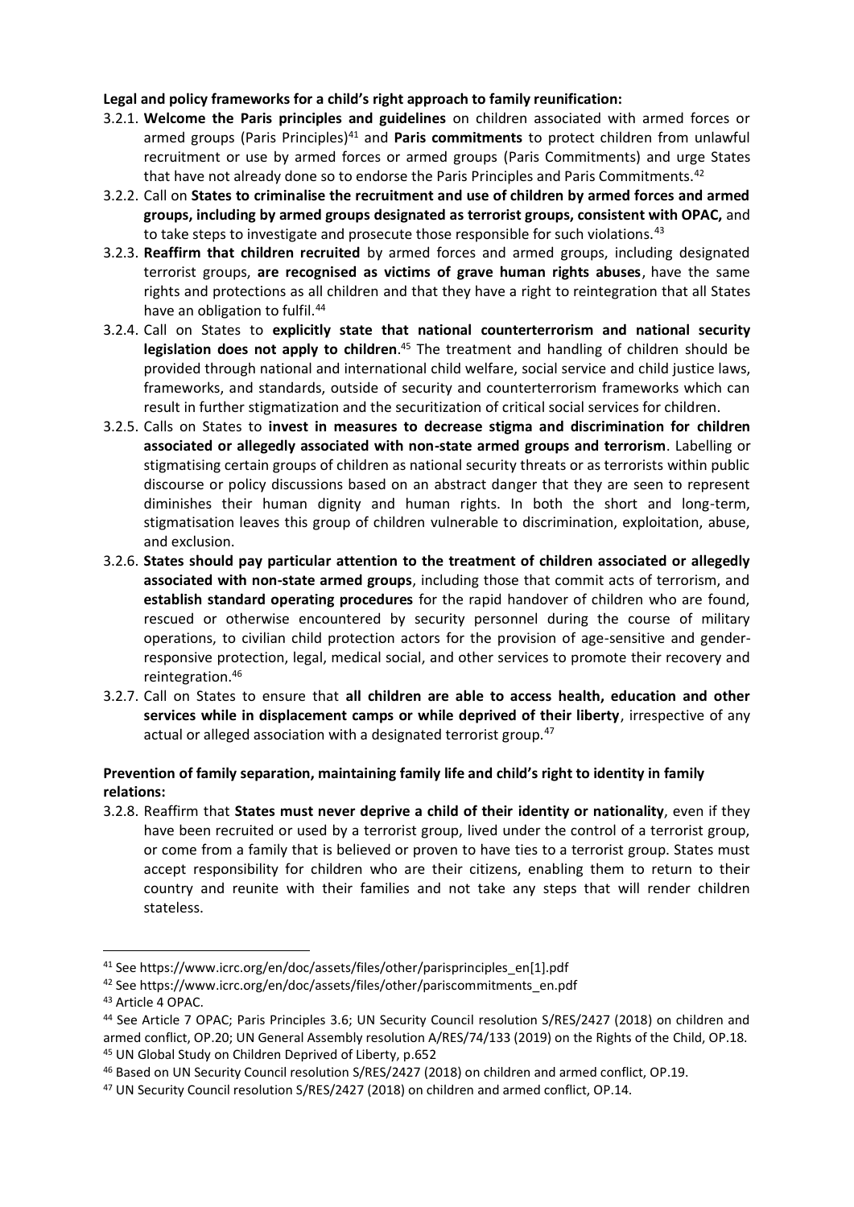**Legal and policy frameworks for a child's right approach to family reunification:**

3.2.1. **Welcome the Paris principles and guidelines** on children associated with armed forces or armed groups (Paris Principles)[41] and **Paris commitments** to protect children from unlawful recruitment or use by armed forces or armed groups (Paris Commitments) and urge States that have not already done so to endorse the Paris Principles and Paris Commitments.[42]

3.2.2. Call on **States to criminalise the recruitment and use of children by armed forces and armed groups, including by armed groups designated as terrorist groups, consistent with OPAC,** and to take steps to investigate and prosecute those responsible for such violations.[43]

3.2.3. **Reaffirm that children recruited** by armed forces and armed groups, including designated terrorist groups, **are recognised as victims of grave human rights abuses**, have the same rights and protections as all children and that they have a right to reintegration that all States have an obligation to fulfil.[44]

3.2.4. Call on States to **explicitly state that national counterterrorism and national security legislation does not apply to children**.[45] The treatment and handling of children should be provided through national and international child welfare, social service and child justice laws, frameworks, and standards, outside of security and counterterrorism frameworks which can result in further stigmatization and the securitization of critical social services for children.

3.2.5. Calls on States to **invest in measures to decrease stigma and discrimination for children associated or allegedly associated with non-state armed groups and terrorism**. Labelling or stigmatising certain groups of children as national security threats or as terrorists within public discourse or policy discussions based on an abstract danger that they are seen to represent diminishes their human dignity and human rights. In both the short and long-term, stigmatisation leaves this group of children vulnerable to discrimination, exploitation, abuse, and exclusion.

3.2.6. **States should pay particular attention to the treatment of children associated or allegedly associated with non-state armed groups**, including those that commit acts of terrorism, and **establish standard operating procedures** for the rapid handover of children who are found, rescued or otherwise encountered by security personnel during the course of military operations, to civilian child protection actors for the provision of age-sensitive and gender-responsive protection, legal, medical social, and other services to promote their recovery and reintegration.[46]

3.2.7. Call on States to ensure that **all children are able to access health, education and other services while in displacement camps or while deprived of their liberty**, irrespective of any actual or alleged association with a designated terrorist group.[47]

**Prevention of family separation, maintaining family life and child's right to identity in family relations:**

3.2.8. Reaffirm that **States must never deprive a child of their identity or nationality**, even if they have been recruited or used by a terrorist group, lived under the control of a terrorist group, or come from a family that is believed or proven to have ties to a terrorist group. States must accept responsibility for children who are their citizens, enabling them to return to their country and reunite with their families and not take any steps that will render children stateless.

---

[41] See https://www.icrc.org/en/doc/assets/files/other/parisprinciples_en[1].pdf

[42] See https://www.icrc.org/en/doc/assets/files/other/pariscommitments_en.pdf

[43] Article 4 OPAC.

[44] See Article 7 OPAC; Paris Principles 3.6; UN Security Council resolution S/RES/2427 (2018) on children and armed conflict, OP.20; UN General Assembly resolution A/RES/74/133 (2019) on the Rights of the Child, OP.18.

[45] UN Global Study on Children Deprived of Liberty, p.652

[46] Based on UN Security Council resolution S/RES/2427 (2018) on children and armed conflict, OP.19.

[47] UN Security Council resolution S/RES/2427 (2018) on children and armed conflict, OP.14.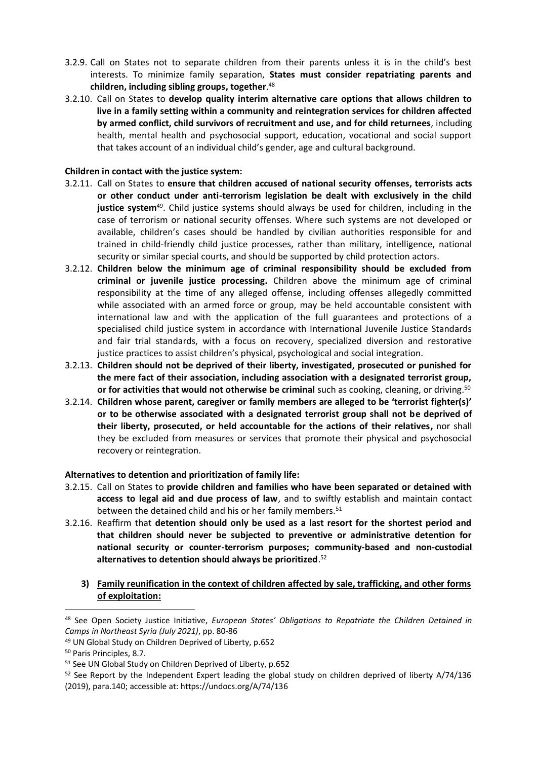3.2.9. Call on States not to separate children from their parents unless it is in the child's best interests. To minimize family separation, **States must consider repatriating parents and children, including sibling groups, together**.[48]

3.2.10. Call on States to **develop quality interim alternative care options that allows children to live in a family setting within a community and reintegration services for children affected by armed conflict, child survivors of recruitment and use, and for child returnees**, including health, mental health and psychosocial support, education, vocational and social support that takes account of an individual child's gender, age and cultural background.

**Children in contact with the justice system:**

3.2.11. Call on States to **ensure that children accused of national security offenses, terrorists acts or other conduct under anti-terrorism legislation be dealt with exclusively in the child justice system**[49]. Child justice systems should always be used for children, including in the case of terrorism or national security offenses. Where such systems are not developed or available, children's cases should be handled by civilian authorities responsible for and trained in child-friendly child justice processes, rather than military, intelligence, national security or similar special courts, and should be supported by child protection actors.

3.2.12. **Children below the minimum age of criminal responsibility should be excluded from criminal or juvenile justice processing.** Children above the minimum age of criminal responsibility at the time of any alleged offense, including offenses allegedly committed while associated with an armed force or group, may be held accountable consistent with international law and with the application of the full guarantees and protections of a specialised child justice system in accordance with International Juvenile Justice Standards and fair trial standards, with a focus on recovery, specialized diversion and restorative justice practices to assist children's physical, psychological and social integration.

3.2.13. **Children should not be deprived of their liberty, investigated, prosecuted or punished for the mere fact of their association, including association with a designated terrorist group, or for activities that would not otherwise be criminal** such as cooking, cleaning, or driving.[50]

3.2.14. **Children whose parent, caregiver or family members are alleged to be 'terrorist fighter(s)' or to be otherwise associated with a designated terrorist group shall not be deprived of their liberty, prosecuted, or held accountable for the actions of their relatives,** nor shall they be excluded from measures or services that promote their physical and psychosocial recovery or reintegration.

**Alternatives to detention and prioritization of family life:**

3.2.15. Call on States to **provide children and families who have been separated or detained with access to legal aid and due process of law**, and to swiftly establish and maintain contact between the detained child and his or her family members.[51]

3.2.16. Reaffirm that **detention should only be used as a last resort for the shortest period and that children should never be subjected to preventive or administrative detention for national security or counter-terrorism purposes; community-based and non-custodial alternatives to detention should always be prioritized**.[52]

**3) <u>Family reunification in the context of children affected by sale, trafficking, and other forms of exploitation:</u>**

---

[48] See Open Society Justice Initiative, *European States' Obligations to Repatriate the Children Detained in Camps in Northeast Syria (July 2021)*, pp. 80-86

[49] UN Global Study on Children Deprived of Liberty, p.652

[50] Paris Principles, 8.7.

[51] See UN Global Study on Children Deprived of Liberty, p.652

[52] See Report by the Independent Expert leading the global study on children deprived of liberty A/74/136 (2019), para.140; accessible at: https://undocs.org/A/74/136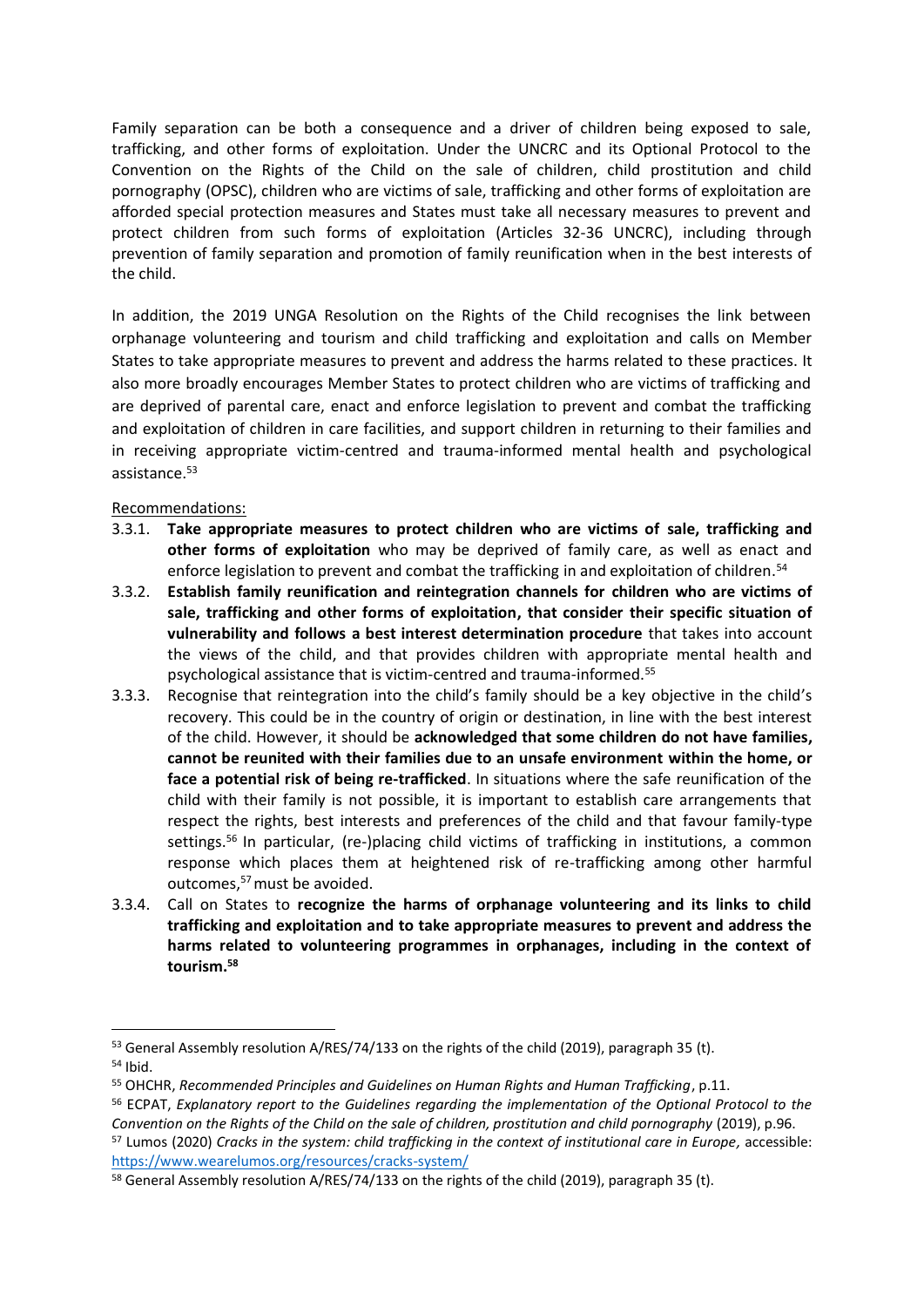Family separation can be both a consequence and a driver of children being exposed to sale, trafficking, and other forms of exploitation. Under the UNCRC and its Optional Protocol to the Convention on the Rights of the Child on the sale of children, child prostitution and child pornography (OPSC), children who are victims of sale, trafficking and other forms of exploitation are afforded special protection measures and States must take all necessary measures to prevent and protect children from such forms of exploitation (Articles 32-36 UNCRC), including through prevention of family separation and promotion of family reunification when in the best interests of the child.

In addition, the 2019 UNGA Resolution on the Rights of the Child recognises the link between orphanage volunteering and tourism and child trafficking and exploitation and calls on Member States to take appropriate measures to prevent and address the harms related to these practices. It also more broadly encourages Member States to protect children who are victims of trafficking and are deprived of parental care, enact and enforce legislation to prevent and combat the trafficking and exploitation of children in care facilities, and support children in returning to their families and in receiving appropriate victim-centred and trauma-informed mental health and psychological assistance.[53]

Recommendations:

3.3.1. **Take appropriate measures to protect children who are victims of sale, trafficking and other forms of exploitation** who may be deprived of family care, as well as enact and enforce legislation to prevent and combat the trafficking in and exploitation of children.[54]

3.3.2. **Establish family reunification and reintegration channels for children who are victims of sale, trafficking and other forms of exploitation, that consider their specific situation of vulnerability and follows a best interest determination procedure** that takes into account the views of the child, and that provides children with appropriate mental health and psychological assistance that is victim-centred and trauma-informed.[55]

3.3.3. Recognise that reintegration into the child's family should be a key objective in the child's recovery. This could be in the country of origin or destination, in line with the best interest of the child. However, it should be **acknowledged that some children do not have families, cannot be reunited with their families due to an unsafe environment within the home, or face a potential risk of being re-trafficked**. In situations where the safe reunification of the child with their family is not possible, it is important to establish care arrangements that respect the rights, best interests and preferences of the child and that favour family-type settings.[56] In particular, (re-)placing child victims of trafficking in institutions, a common response which places them at heightened risk of re-trafficking among other harmful outcomes,[57] must be avoided.

3.3.4. Call on States to **recognize the harms of orphanage volunteering and its links to child trafficking and exploitation and to take appropriate measures to prevent and address the harms related to volunteering programmes in orphanages, including in the context of tourism.[58]**

---

[53] General Assembly resolution A/RES/74/133 on the rights of the child (2019), paragraph 35 (t).

[54] Ibid.

[55] OHCHR, *Recommended Principles and Guidelines on Human Rights and Human Trafficking*, p.11.

[56] ECPAT, *Explanatory report to the Guidelines regarding the implementation of the Optional Protocol to the Convention on the Rights of the Child on the sale of children, prostitution and child pornography* (2019), p.96.

[57] Lumos (2020) *Cracks in the system: child trafficking in the context of institutional care in Europe,* accessible: https://www.wearelumos.org/resources/cracks-system/

[58] General Assembly resolution A/RES/74/133 on the rights of the child (2019), paragraph 35 (t).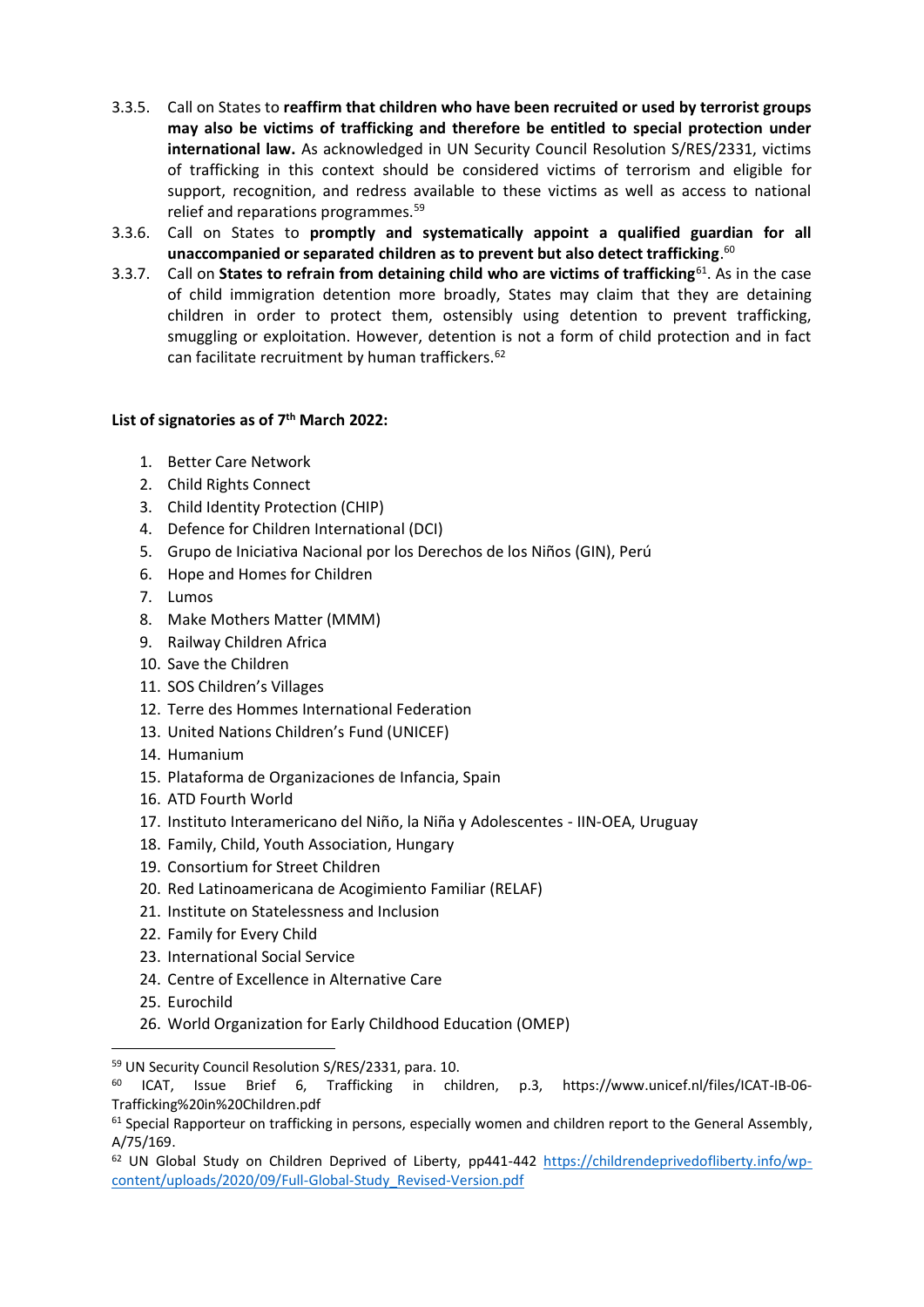3.3.5. Call on States to **reaffirm that children who have been recruited or used by terrorist groups may also be victims of trafficking and therefore be entitled to special protection under international law.** As acknowledged in UN Security Council Resolution S/RES/2331, victims of trafficking in this context should be considered victims of terrorism and eligible for support, recognition, and redress available to these victims as well as access to national relief and reparations programmes.[59]

3.3.6. Call on States to **promptly and systematically appoint a qualified guardian for all unaccompanied or separated children as to prevent but also detect trafficking**.[60]

3.3.7. Call on **States to refrain from detaining child who are victims of trafficking**[61]. As in the case of child immigration detention more broadly, States may claim that they are detaining children in order to protect them, ostensibly using detention to prevent trafficking, smuggling or exploitation. However, detention is not a form of child protection and in fact can facilitate recruitment by human traffickers.[62]

**List of signatories as of 7th March 2022:**

1. Better Care Network
2. Child Rights Connect
3. Child Identity Protection (CHIP)
4. Defence for Children International (DCI)
5. Grupo de Iniciativa Nacional por los Derechos de los Niños (GIN), Perú
6. Hope and Homes for Children
7. Lumos
8. Make Mothers Matter (MMM)
9. Railway Children Africa
10. Save the Children
11. SOS Children's Villages
12. Terre des Hommes International Federation
13. United Nations Children's Fund (UNICEF)
14. Humanium
15. Plataforma de Organizaciones de Infancia, Spain
16. ATD Fourth World
17. Instituto Interamericano del Niño, la Niña y Adolescentes - IIN-OEA, Uruguay
18. Family, Child, Youth Association, Hungary
19. Consortium for Street Children
20. Red Latinoamericana de Acogimiento Familiar (RELAF)
21. Institute on Statelessness and Inclusion
22. Family for Every Child
23. International Social Service
24. Centre of Excellence in Alternative Care
25. Eurochild
26. World Organization for Early Childhood Education (OMEP)

---

[59] UN Security Council Resolution S/RES/2331, para. 10.

[60] ICAT, Issue Brief 6, Trafficking in children, p.3, https://www.unicef.nl/files/ICAT-IB-06-Trafficking%20in%20Children.pdf

[61] Special Rapporteur on trafficking in persons, especially women and children report to the General Assembly, A/75/169.

[62] UN Global Study on Children Deprived of Liberty, pp441-442 https://childrendeprivedofliberty.info/wp-content/uploads/2020/09/Full-Global-Study_Revised-Version.pdf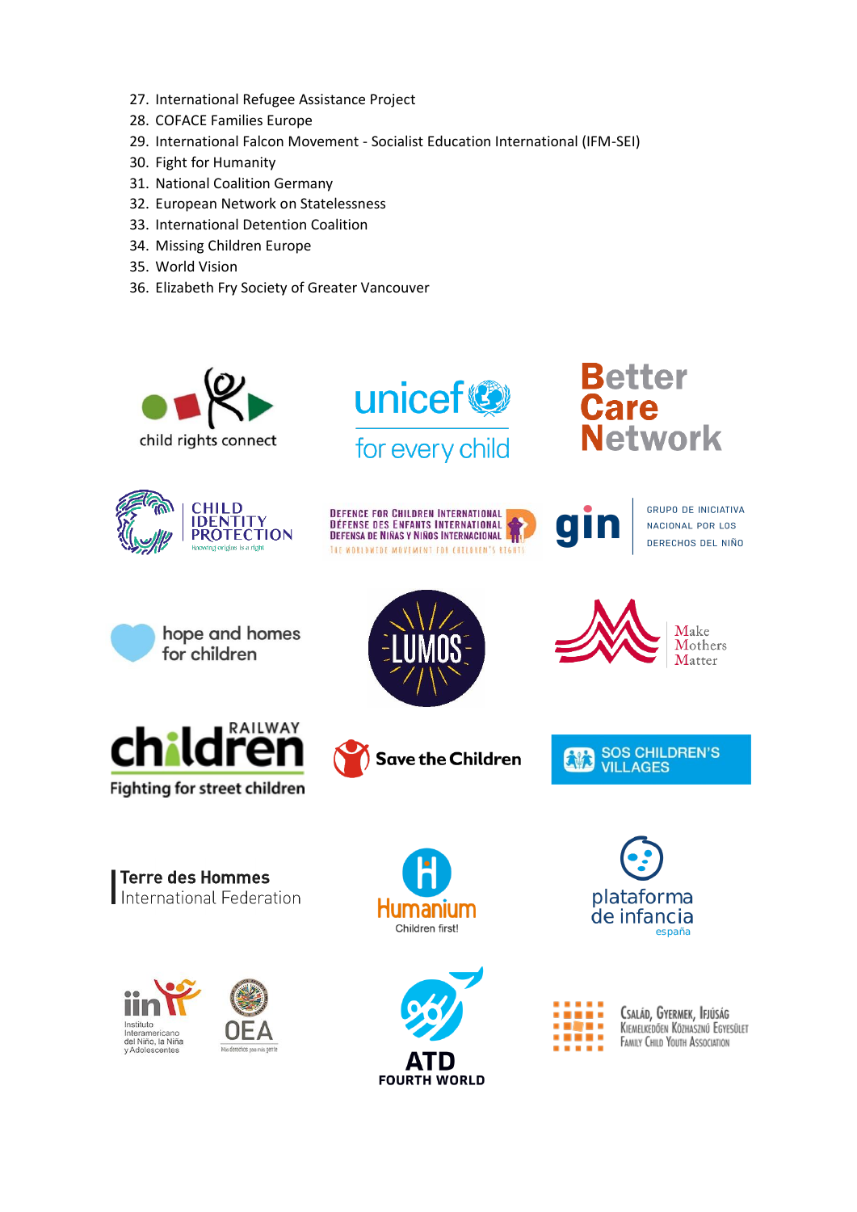27. International Refugee Assistance Project
28. COFACE Families Europe
29. International Falcon Movement - Socialist Education International (IFM-SEI)
30. Fight for Humanity
31. National Coalition Germany
32. European Network on Statelessness
33. International Detention Coalition
34. Missing Children Europe
35. World Vision
36. Elizabeth Fry Society of Greater Vancouver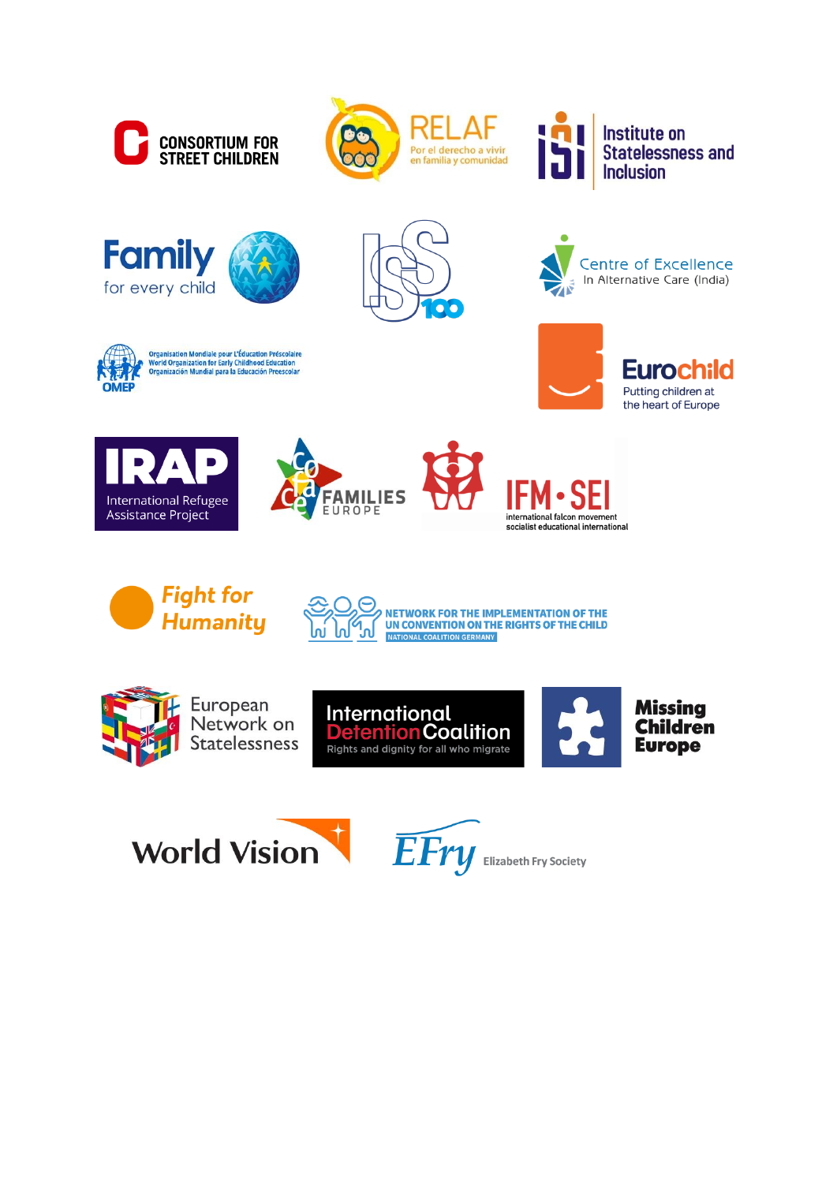CONSORTIUM FOR STREET CHILDREN

RELAF
Por el derecho a vivir en familia y comunidad

Institute on Statelessness and Inclusion

Family for every child

ISS 100

Centre of Excellence In Alternative Care (India)

Organisation Mondiale pour L'Éducation Préscolaire
World Organization for Early Childhood Education
Organización Mundial para la Educación Preescolar
OMEP

Eurochild
Putting children at the heart of Europe

IRAP
International Refugee Assistance Project

Coface FAMILIES EUROPE

IFM • SEI
international falcon movement socialist educational international

Fight for Humanity

NETWORK FOR THE IMPLEMENTATION OF THE UN CONVENTION ON THE RIGHTS OF THE CHILD
NATIONAL COALITION GERMANY

European Network on Statelessness

International Detention Coalition
Rights and dignity for all who migrate

Missing Children Europe

World Vision

EFry Elizabeth Fry Society